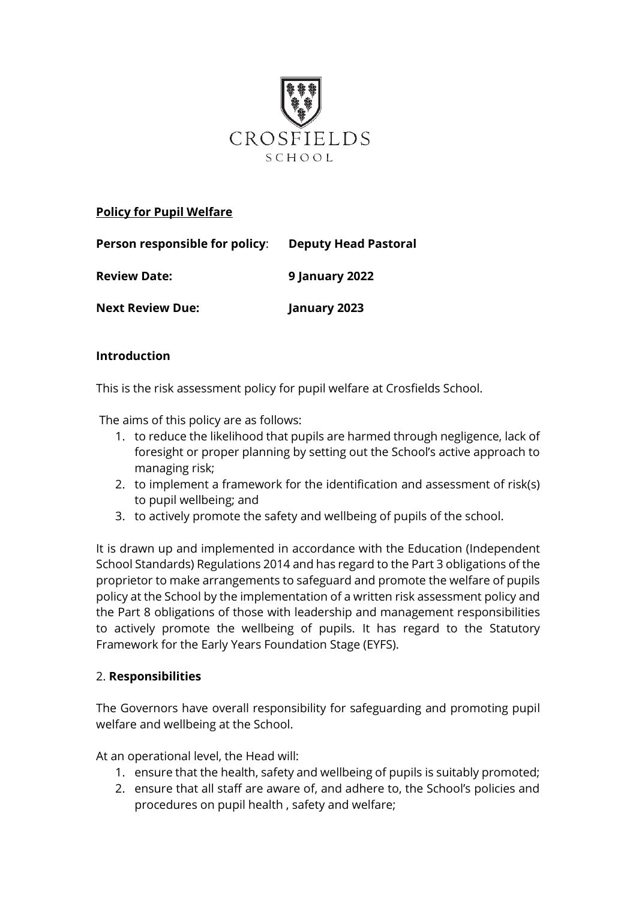CROSFIELDS

SCHOOL

**Policy for Pupil Welfare**

**Person responsible for policy**: **Deputy Head Pastoral**

**Review Date:** **9 January 2022**

**Next Review Due:** **January 2023**

**Introduction**

This is the risk assessment policy for pupil welfare at Crosfields School.

The aims of this policy are as follows:

1. to reduce the likelihood that pupils are harmed through negligence, lack of foresight or proper planning by setting out the School's active approach to managing risk;
2. to implement a framework for the identification and assessment of risk(s) to pupil wellbeing; and
3. to actively promote the safety and wellbeing of pupils of the school.

It is drawn up and implemented in accordance with the Education (Independent School Standards) Regulations 2014 and has regard to the Part 3 obligations of the proprietor to make arrangements to safeguard and promote the welfare of pupils policy at the School by the implementation of a written risk assessment policy and the Part 8 obligations of those with leadership and management responsibilities to actively promote the wellbeing of pupils. It has regard to the Statutory Framework for the Early Years Foundation Stage (EYFS).

2. **Responsibilities**

The Governors have overall responsibility for safeguarding and promoting pupil welfare and wellbeing at the School.

At an operational level, the Head will:

1. ensure that the health, safety and wellbeing of pupils is suitably promoted;
2. ensure that all staff are aware of, and adhere to, the School's policies and procedures on pupil health , safety and welfare;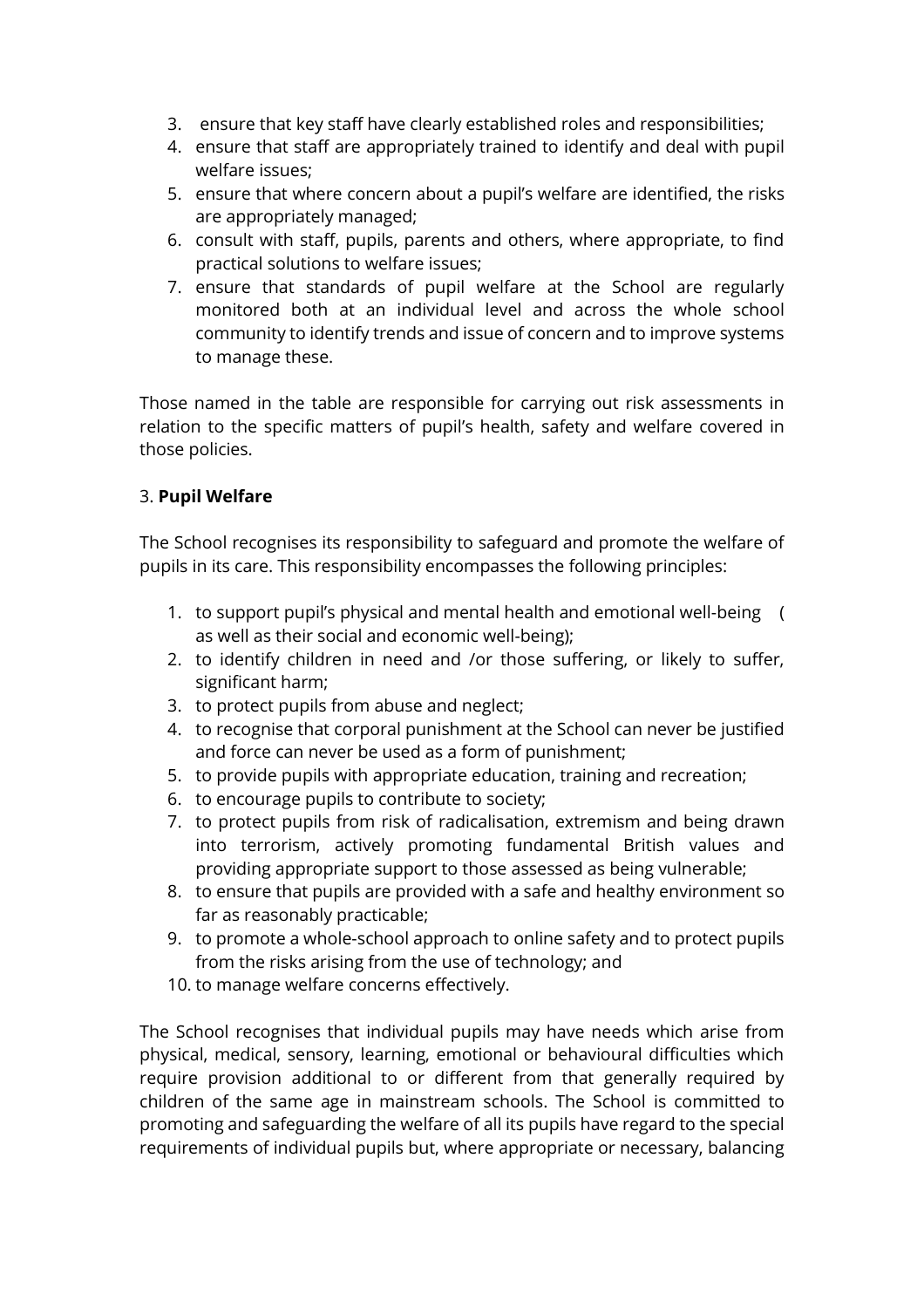3. ensure that key staff have clearly established roles and responsibilities;
4. ensure that staff are appropriately trained to identify and deal with pupil welfare issues;
5. ensure that where concern about a pupil's welfare are identified, the risks are appropriately managed;
6. consult with staff, pupils, parents and others, where appropriate, to find practical solutions to welfare issues;
7. ensure that standards of pupil welfare at the School are regularly monitored both at an individual level and across the whole school community to identify trends and issue of concern and to improve systems to manage these.

Those named in the table are responsible for carrying out risk assessments in relation to the specific matters of pupil's health, safety and welfare covered in those policies.

3. **Pupil Welfare**

The School recognises its responsibility to safeguard and promote the welfare of pupils in its care. This responsibility encompasses the following principles:

1. to support pupil's physical and mental health and emotional well-being ( as well as their social and economic well-being);
2. to identify children in need and /or those suffering, or likely to suffer, significant harm;
3. to protect pupils from abuse and neglect;
4. to recognise that corporal punishment at the School can never be justified and force can never be used as a form of punishment;
5. to provide pupils with appropriate education, training and recreation;
6. to encourage pupils to contribute to society;
7. to protect pupils from risk of radicalisation, extremism and being drawn into terrorism, actively promoting fundamental British values and providing appropriate support to those assessed as being vulnerable;
8. to ensure that pupils are provided with a safe and healthy environment so far as reasonably practicable;
9. to promote a whole-school approach to online safety and to protect pupils from the risks arising from the use of technology; and
10. to manage welfare concerns effectively.

The School recognises that individual pupils may have needs which arise from physical, medical, sensory, learning, emotional or behavioural difficulties which require provision additional to or different from that generally required by children of the same age in mainstream schools. The School is committed to promoting and safeguarding the welfare of all its pupils have regard to the special requirements of individual pupils but, where appropriate or necessary, balancing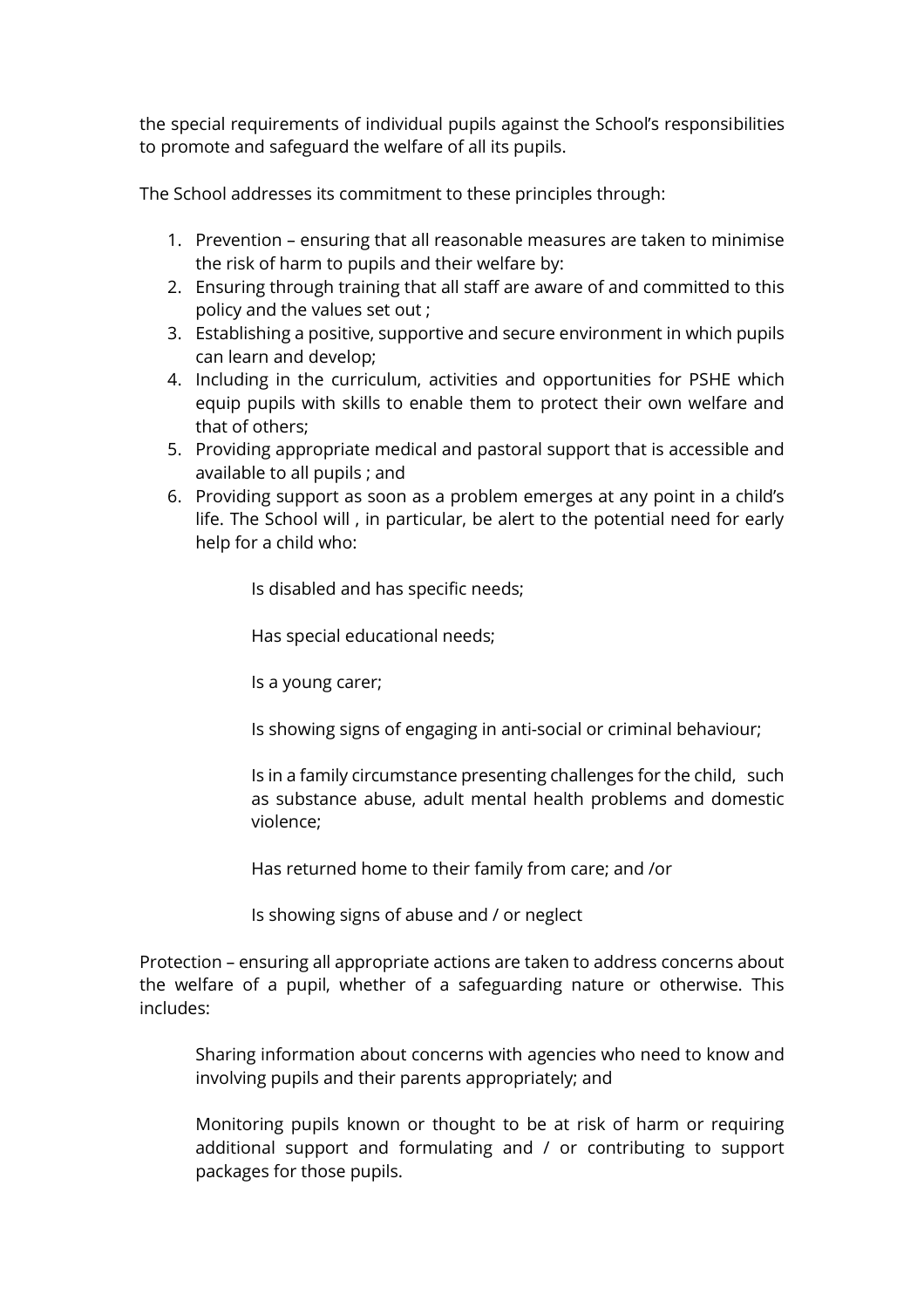the special requirements of individual pupils against the School's responsibilities to promote and safeguard the welfare of all its pupils.

The School addresses its commitment to these principles through:

1. Prevention – ensuring that all reasonable measures are taken to minimise the risk of harm to pupils and their welfare by:
2. Ensuring through training that all staff are aware of and committed to this policy and the values set out ;
3. Establishing a positive, supportive and secure environment in which pupils can learn and develop;
4. Including in the curriculum, activities and opportunities for PSHE which equip pupils with skills to enable them to protect their own welfare and that of others;
5. Providing appropriate medical and pastoral support that is accessible and available to all pupils ; and
6. Providing support as soon as a problem emerges at any point in a child's life. The School will , in particular, be alert to the potential need for early help for a child who:

    Is disabled and has specific needs;

    Has special educational needs;

    Is a young carer;

    Is showing signs of engaging in anti-social or criminal behaviour;

    Is in a family circumstance presenting challenges for the child, such as substance abuse, adult mental health problems and domestic violence;

    Has returned home to their family from care; and /or

    Is showing signs of abuse and / or neglect

Protection – ensuring all appropriate actions are taken to address concerns about the welfare of a pupil, whether of a safeguarding nature or otherwise. This includes:

Sharing information about concerns with agencies who need to know and involving pupils and their parents appropriately; and

Monitoring pupils known or thought to be at risk of harm or requiring additional support and formulating and / or contributing to support packages for those pupils.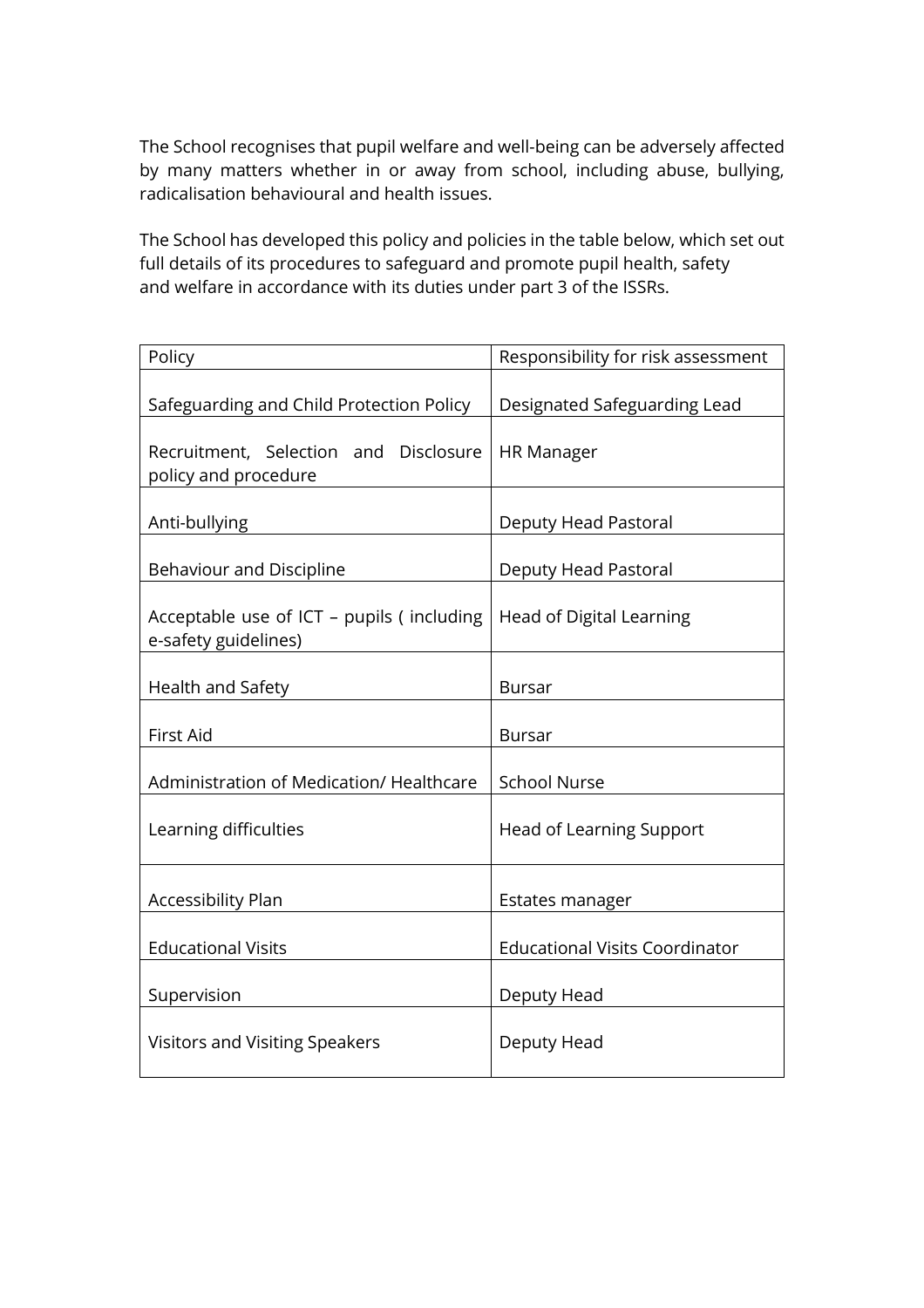The School recognises that pupil welfare and well-being can be adversely affected by many matters whether in or away from school, including abuse, bullying, radicalisation behavioural and health issues.

The School has developed this policy and policies in the table below, which set out full details of its procedures to safeguard and promote pupil health, safety and welfare in accordance with its duties under part 3 of the ISSRs.

| Policy | Responsibility for risk assessment |
| --- | --- |
| Safeguarding and Child Protection Policy | Designated Safeguarding Lead |
| Recruitment, Selection and Disclosure policy and procedure | HR Manager |
| Anti-bullying | Deputy Head Pastoral |
| Behaviour and Discipline | Deputy Head Pastoral |
| Acceptable use of ICT – pupils ( including e-safety guidelines) | Head of Digital Learning |
| Health and Safety | Bursar |
| First Aid | Bursar |
| Administration of Medication/ Healthcare | School Nurse |
| Learning difficulties | Head of Learning Support |
| Accessibility Plan | Estates manager |
| Educational Visits | Educational Visits Coordinator |
| Supervision | Deputy Head |
| Visitors and Visiting Speakers | Deputy Head |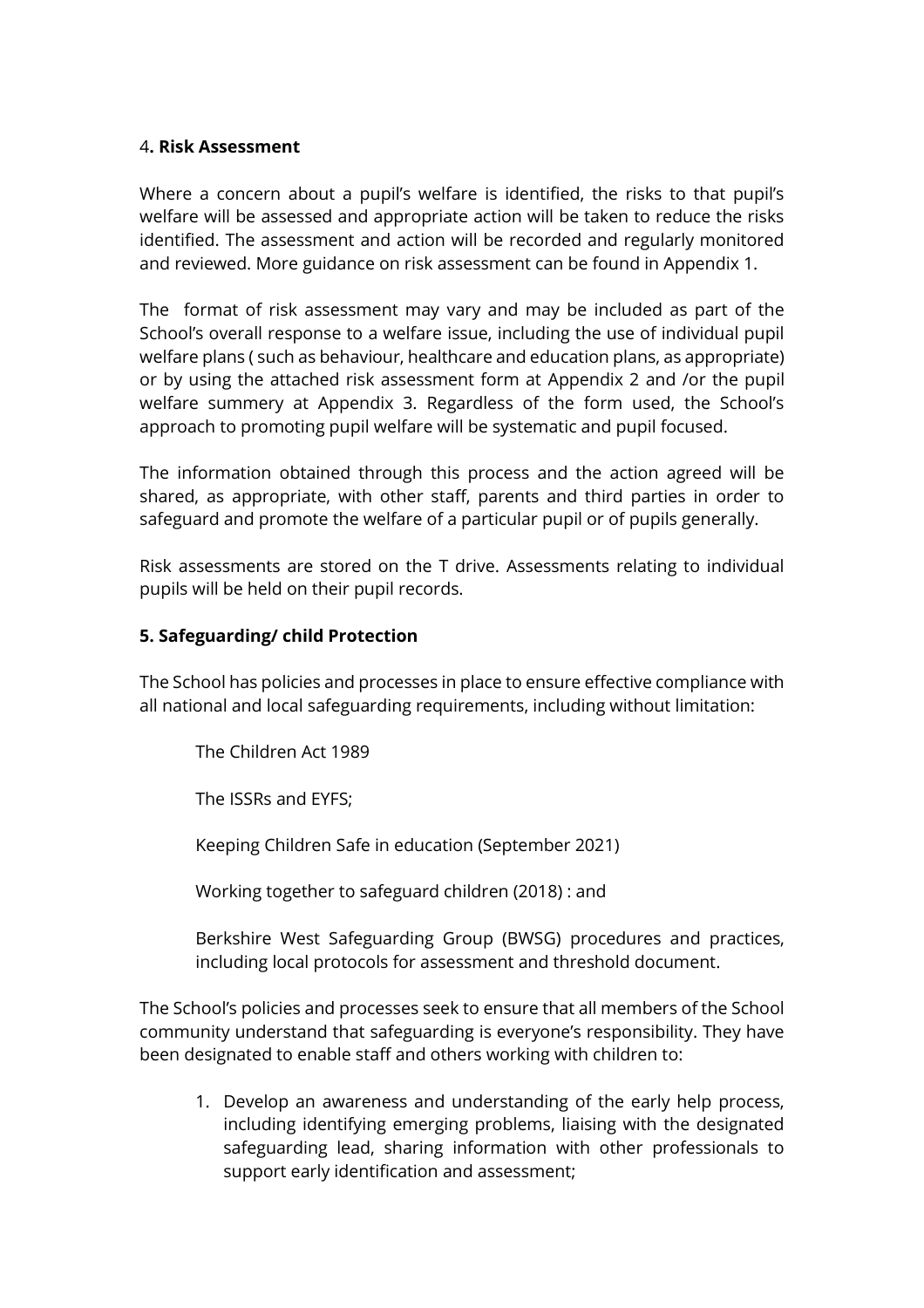## 4. Risk Assessment

Where a concern about a pupil's welfare is identified, the risks to that pupil's welfare will be assessed and appropriate action will be taken to reduce the risks identified. The assessment and action will be recorded and regularly monitored and reviewed. More guidance on risk assessment can be found in Appendix 1.

The format of risk assessment may vary and may be included as part of the School's overall response to a welfare issue, including the use of individual pupil welfare plans ( such as behaviour, healthcare and education plans, as appropriate) or by using the attached risk assessment form at Appendix 2 and /or the pupil welfare summery at Appendix 3. Regardless of the form used, the School's approach to promoting pupil welfare will be systematic and pupil focused.

The information obtained through this process and the action agreed will be shared, as appropriate, with other staff, parents and third parties in order to safeguard and promote the welfare of a particular pupil or of pupils generally.

Risk assessments are stored on the T drive. Assessments relating to individual pupils will be held on their pupil records.

## 5. Safeguarding/ child Protection

The School has policies and processes in place to ensure effective compliance with all national and local safeguarding requirements, including without limitation:

The Children Act 1989

The ISSRs and EYFS;

Keeping Children Safe in education (September 2021)

Working together to safeguard children (2018) : and

Berkshire West Safeguarding Group (BWSG) procedures and practices, including local protocols for assessment and threshold document.

The School's policies and processes seek to ensure that all members of the School community understand that safeguarding is everyone's responsibility. They have been designated to enable staff and others working with children to:

1. Develop an awareness and understanding of the early help process, including identifying emerging problems, liaising with the designated safeguarding lead, sharing information with other professionals to support early identification and assessment;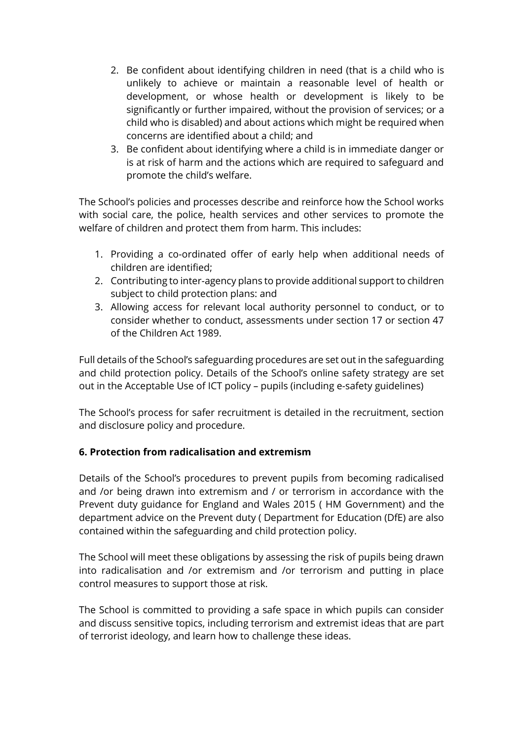2. Be confident about identifying children in need (that is a child who is unlikely to achieve or maintain a reasonable level of health or development, or whose health or development is likely to be significantly or further impaired, without the provision of services; or a child who is disabled) and about actions which might be required when concerns are identified about a child; and
3. Be confident about identifying where a child is in immediate danger or is at risk of harm and the actions which are required to safeguard and promote the child's welfare.

The School's policies and processes describe and reinforce how the School works with social care, the police, health services and other services to promote the welfare of children and protect them from harm. This includes:

1. Providing a co-ordinated offer of early help when additional needs of children are identified;
2. Contributing to inter-agency plans to provide additional support to children subject to child protection plans: and
3. Allowing access for relevant local authority personnel to conduct, or to consider whether to conduct, assessments under section 17 or section 47 of the Children Act 1989.

Full details of the School's safeguarding procedures are set out in the safeguarding and child protection policy. Details of the School's online safety strategy are set out in the Acceptable Use of ICT policy – pupils (including e-safety guidelines)

The School's process for safer recruitment is detailed in the recruitment, section and disclosure policy and procedure.

**6. Protection from radicalisation and extremism**

Details of the School's procedures to prevent pupils from becoming radicalised and /or being drawn into extremism and / or terrorism in accordance with the Prevent duty guidance for England and Wales 2015 ( HM Government) and the department advice on the Prevent duty ( Department for Education (DfE) are also contained within the safeguarding and child protection policy.

The School will meet these obligations by assessing the risk of pupils being drawn into radicalisation and /or extremism and /or terrorism and putting in place control measures to support those at risk.

The School is committed to providing a safe space in which pupils can consider and discuss sensitive topics, including terrorism and extremist ideas that are part of terrorist ideology, and learn how to challenge these ideas.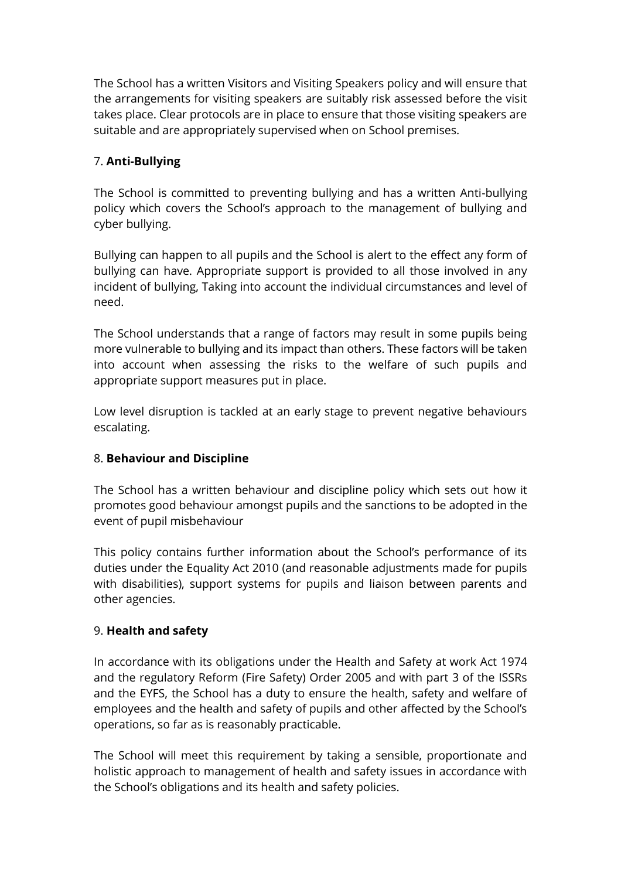The School has a written Visitors and Visiting Speakers policy and will ensure that the arrangements for visiting speakers are suitably risk assessed before the visit takes place. Clear protocols are in place to ensure that those visiting speakers are suitable and are appropriately supervised when on School premises.

7. **Anti-Bullying**

The School is committed to preventing bullying and has a written Anti-bullying policy which covers the School's approach to the management of bullying and cyber bullying.

Bullying can happen to all pupils and the School is alert to the effect any form of bullying can have. Appropriate support is provided to all those involved in any incident of bullying, Taking into account the individual circumstances and level of need.

The School understands that a range of factors may result in some pupils being more vulnerable to bullying and its impact than others. These factors will be taken into account when assessing the risks to the welfare of such pupils and appropriate support measures put in place.

Low level disruption is tackled at an early stage to prevent negative behaviours escalating.

8. **Behaviour and Discipline**

The School has a written behaviour and discipline policy which sets out how it promotes good behaviour amongst pupils and the sanctions to be adopted in the event of pupil misbehaviour

This policy contains further information about the School's performance of its duties under the Equality Act 2010 (and reasonable adjustments made for pupils with disabilities), support systems for pupils and liaison between parents and other agencies.

9. **Health and safety**

In accordance with its obligations under the Health and Safety at work Act 1974 and the regulatory Reform (Fire Safety) Order 2005 and with part 3 of the ISSRs and the EYFS, the School has a duty to ensure the health, safety and welfare of employees and the health and safety of pupils and other affected by the School's operations, so far as is reasonably practicable.

The School will meet this requirement by taking a sensible, proportionate and holistic approach to management of health and safety issues in accordance with the School's obligations and its health and safety policies.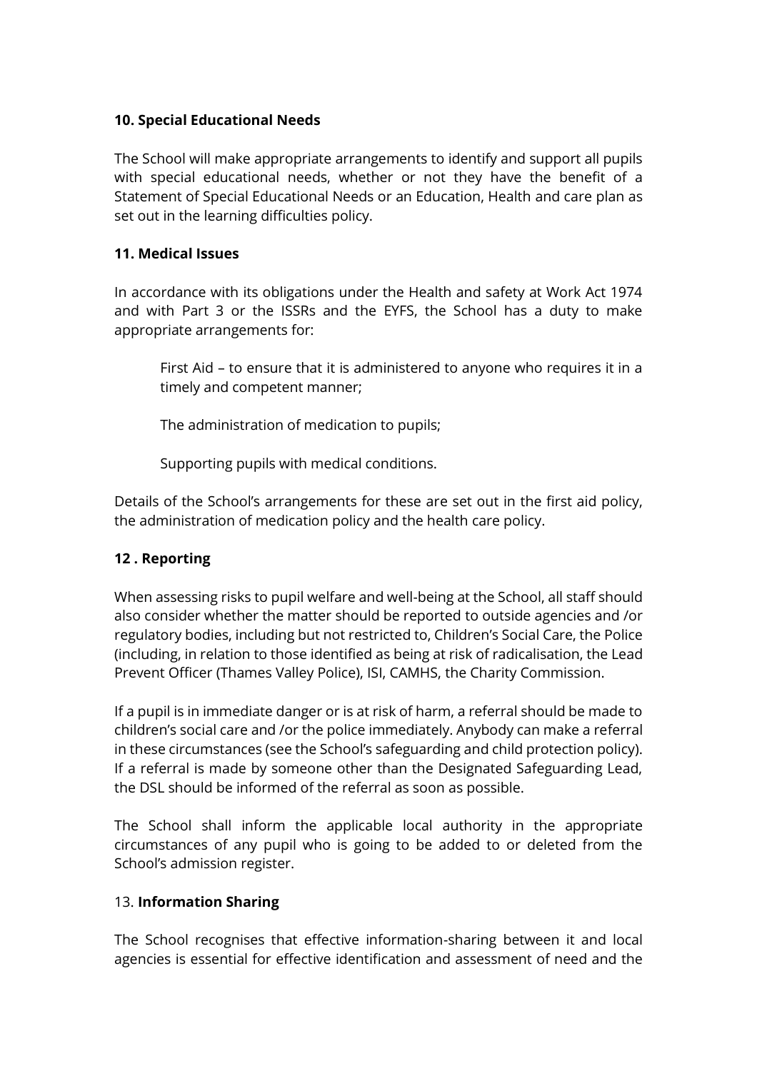**10. Special Educational Needs**

The School will make appropriate arrangements to identify and support all pupils with special educational needs, whether or not they have the benefit of a Statement of Special Educational Needs or an Education, Health and care plan as set out in the learning difficulties policy.

**11. Medical Issues**

In accordance with its obligations under the Health and safety at Work Act 1974 and with Part 3 or the ISSRs and the EYFS, the School has a duty to make appropriate arrangements for:

> First Aid – to ensure that it is administered to anyone who requires it in a timely and competent manner;
>
> The administration of medication to pupils;
>
> Supporting pupils with medical conditions.

Details of the School's arrangements for these are set out in the first aid policy, the administration of medication policy and the health care policy.

**12 . Reporting**

When assessing risks to pupil welfare and well-being at the School, all staff should also consider whether the matter should be reported to outside agencies and /or regulatory bodies, including but not restricted to, Children's Social Care, the Police (including, in relation to those identified as being at risk of radicalisation, the Lead Prevent Officer (Thames Valley Police), ISI, CAMHS, the Charity Commission.

If a pupil is in immediate danger or is at risk of harm, a referral should be made to children's social care and /or the police immediately. Anybody can make a referral in these circumstances (see the School's safeguarding and child protection policy). If a referral is made by someone other than the Designated Safeguarding Lead, the DSL should be informed of the referral as soon as possible.

The School shall inform the applicable local authority in the appropriate circumstances of any pupil who is going to be added to or deleted from the School's admission register.

13. **Information Sharing**

The School recognises that effective information-sharing between it and local agencies is essential for effective identification and assessment of need and the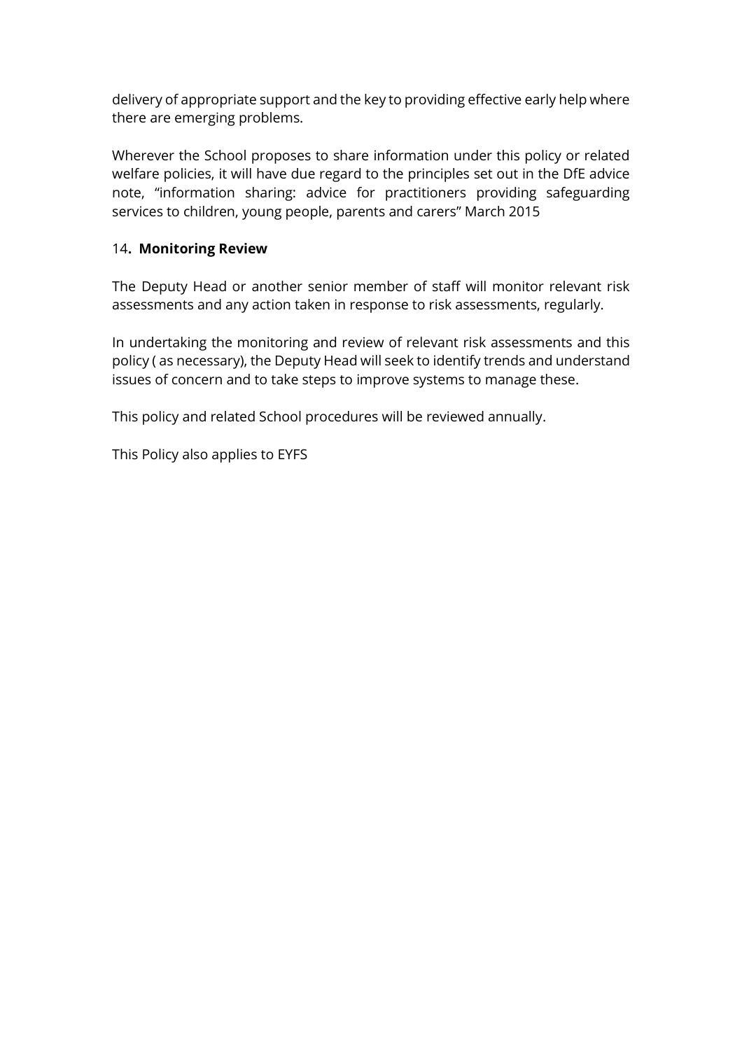delivery of appropriate support and the key to providing effective early help where there are emerging problems.

Wherever the School proposes to share information under this policy or related welfare policies, it will have due regard to the principles set out in the DfE advice note, "information sharing: advice for practitioners providing safeguarding services to children, young people, parents and carers" March 2015

14**. Monitoring Review**

The Deputy Head or another senior member of staff will monitor relevant risk assessments and any action taken in response to risk assessments, regularly.

In undertaking the monitoring and review of relevant risk assessments and this policy ( as necessary), the Deputy Head will seek to identify trends and understand issues of concern and to take steps to improve systems to manage these.

This policy and related School procedures will be reviewed annually.

This Policy also applies to EYFS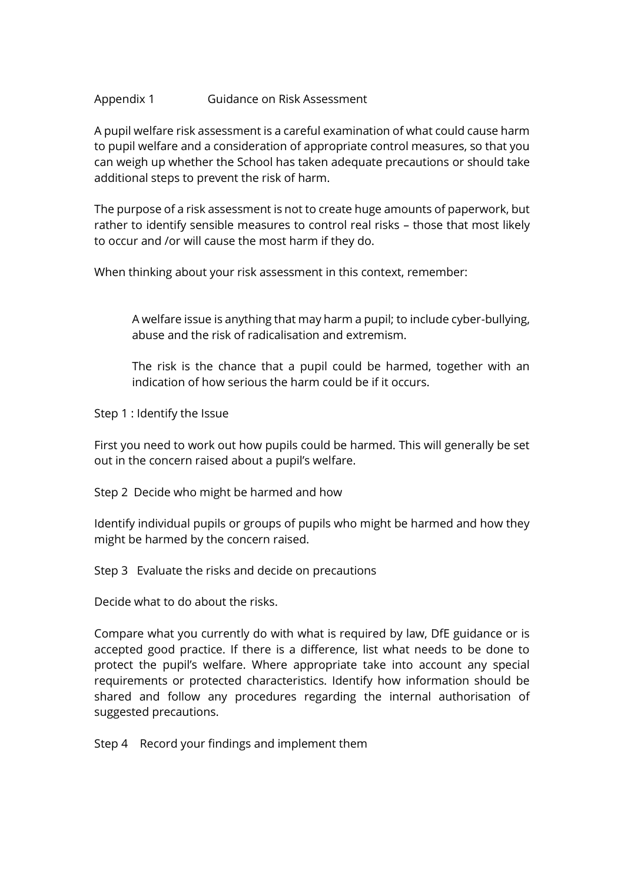## Appendix 1 Guidance on Risk Assessment

A pupil welfare risk assessment is a careful examination of what could cause harm to pupil welfare and a consideration of appropriate control measures, so that you can weigh up whether the School has taken adequate precautions or should take additional steps to prevent the risk of harm.

The purpose of a risk assessment is not to create huge amounts of paperwork, but rather to identify sensible measures to control real risks – those that most likely to occur and /or will cause the most harm if they do.

When thinking about your risk assessment in this context, remember:

> A welfare issue is anything that may harm a pupil; to include cyber-bullying, abuse and the risk of radicalisation and extremism.
>
> The risk is the chance that a pupil could be harmed, together with an indication of how serious the harm could be if it occurs.

### Step 1 : Identify the Issue

First you need to work out how pupils could be harmed. This will generally be set out in the concern raised about a pupil's welfare.

### Step 2 Decide who might be harmed and how

Identify individual pupils or groups of pupils who might be harmed and how they might be harmed by the concern raised.

### Step 3 Evaluate the risks and decide on precautions

Decide what to do about the risks.

Compare what you currently do with what is required by law, DfE guidance or is accepted good practice. If there is a difference, list what needs to be done to protect the pupil's welfare. Where appropriate take into account any special requirements or protected characteristics. Identify how information should be shared and follow any procedures regarding the internal authorisation of suggested precautions.

### Step 4 Record your findings and implement them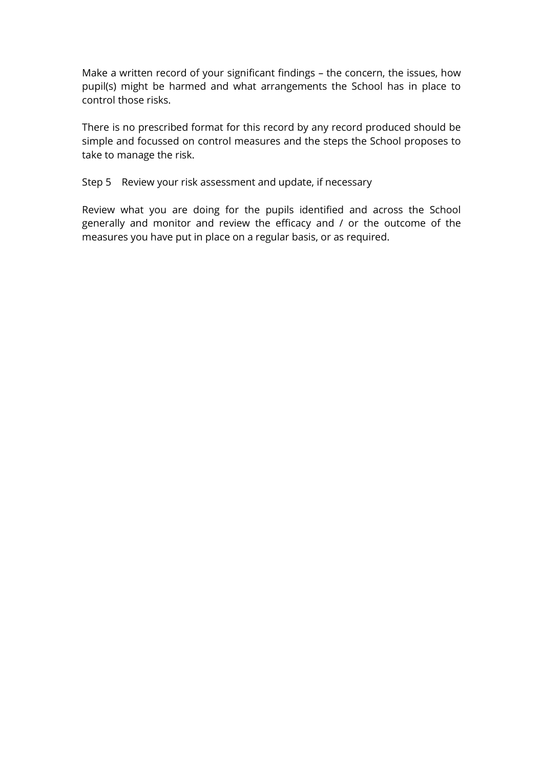Make a written record of your significant findings – the concern, the issues, how pupil(s) might be harmed and what arrangements the School has in place to control those risks.

There is no prescribed format for this record by any record produced should be simple and focussed on control measures and the steps the School proposes to take to manage the risk.

Step 5 Review your risk assessment and update, if necessary

Review what you are doing for the pupils identified and across the School generally and monitor and review the efficacy and / or the outcome of the measures you have put in place on a regular basis, or as required.